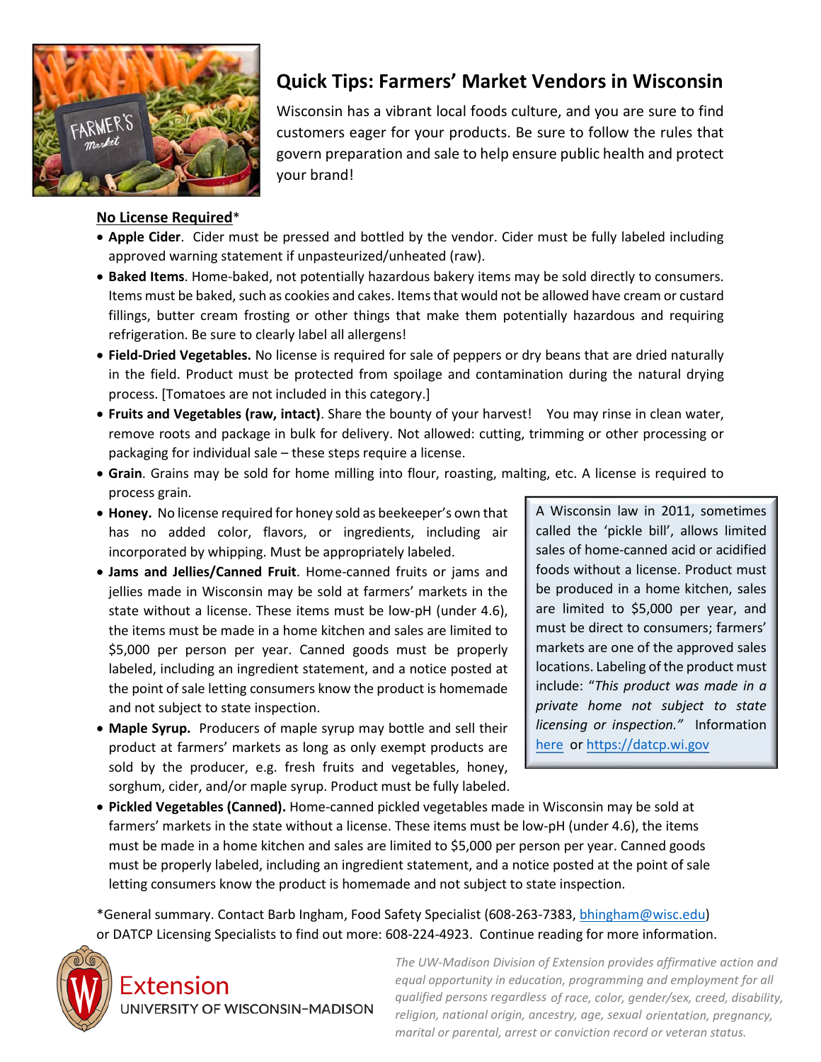# Quick Tips: Farmers' Market Vendors in Wisconsin

Wisconsin has a vibrant local foods culture, and you are sure to find customers eager for your products. Be sure to follow the rules that govern preparation and sale to help ensure public health and protect your brand!

**No License Required***

- **Apple Cider**. Cider must be pressed and bottled by the vendor. Cider must be fully labeled including approved warning statement if unpasteurized/unheated (raw).
- **Baked Items**. Home-baked, not potentially hazardous bakery items may be sold directly to consumers. Items must be baked, such as cookies and cakes. Items that would not be allowed have cream or custard fillings, butter cream frosting or other things that make them potentially hazardous and requiring refrigeration. Be sure to clearly label all allergens!
- **Field-Dried Vegetables.** No license is required for sale of peppers or dry beans that are dried naturally in the field. Product must be protected from spoilage and contamination during the natural drying process. [Tomatoes are not included in this category.]
- **Fruits and Vegetables (raw, intact)**. Share the bounty of your harvest! You may rinse in clean water, remove roots and package in bulk for delivery. Not allowed: cutting, trimming or other processing or packaging for individual sale – these steps require a license.
- **Grain**. Grains may be sold for home milling into flour, roasting, malting, etc. A license is required to process grain.
- **Honey.** No license required for honey sold as beekeeper's own that has no added color, flavors, or ingredients, including air incorporated by whipping. Must be appropriately labeled.
- **Jams and Jellies/Canned Fruit**. Home-canned fruits or jams and jellies made in Wisconsin may be sold at farmers' markets in the state without a license. These items must be low-pH (under 4.6), the items must be made in a home kitchen and sales are limited to $5,000 per person per year. Canned goods must be properly labeled, including an ingredient statement, and a notice posted at the point of sale letting consumers know the product is homemade and not subject to state inspection.
- **Maple Syrup.** Producers of maple syrup may bottle and sell their product at farmers' markets as long as only exempt products are sold by the producer, e.g. fresh fruits and vegetables, honey, sorghum, cider, and/or maple syrup. Product must be fully labeled.
- **Pickled Vegetables (Canned).** Home-canned pickled vegetables made in Wisconsin may be sold at farmers' markets in the state without a license. These items must be low-pH (under 4.6), the items must be made in a home kitchen and sales are limited to $5,000 per person per year. Canned goods must be properly labeled, including an ingredient statement, and a notice posted at the point of sale letting consumers know the product is homemade and not subject to state inspection.

> A Wisconsin law in 2011, sometimes called the 'pickle bill', allows limited sales of home-canned acid or acidified foods without a license. Product must be produced in a home kitchen, sales are limited to $5,000 per year, and must be direct to consumers; farmers' markets are one of the approved sales locations. Labeling of the product must include: "*This product was made in a private home not subject to state licensing or inspection.*" Information here or https://datcp.wi.gov

*General summary. Contact Barb Ingham, Food Safety Specialist (608-263-7383, bhingham@wisc.edu) or DATCP Licensing Specialists to find out more: 608-224-4923. Continue reading for more information.

Extension
UNIVERSITY OF WISCONSIN–MADISON

*The UW-Madison Division of Extension provides affirmative action and equal opportunity in education, programming and employment for all qualified persons regardless of race, color, gender/sex, creed, disability, religion, national origin, ancestry, age, sexual orientation, pregnancy, marital or parental, arrest or conviction record or veteran status.*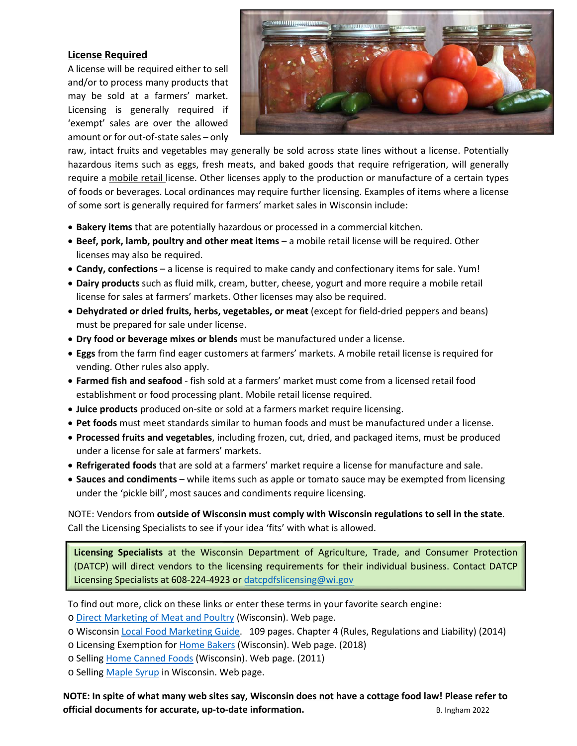## License Required

A license will be required either to sell and/or to process many products that may be sold at a farmers' market. Licensing is generally required if 'exempt' sales are over the allowed amount or for out-of-state sales – only raw, intact fruits and vegetables may generally be sold across state lines without a license. Potentially hazardous items such as eggs, fresh meats, and baked goods that require refrigeration, will generally require a mobile retail license. Other licenses apply to the production or manufacture of a certain types of foods or beverages. Local ordinances may require further licensing. Examples of items where a license of some sort is generally required for farmers' market sales in Wisconsin include:

- **Bakery items** that are potentially hazardous or processed in a commercial kitchen.
- **Beef, pork, lamb, poultry and other meat items** – a mobile retail license will be required. Other licenses may also be required.
- **Candy, confections** – a license is required to make candy and confectionary items for sale. Yum!
- **Dairy products** such as fluid milk, cream, butter, cheese, yogurt and more require a mobile retail license for sales at farmers' markets. Other licenses may also be required.
- **Dehydrated or dried fruits, herbs, vegetables, or meat** (except for field-dried peppers and beans) must be prepared for sale under license.
- **Dry food or beverage mixes or blends** must be manufactured under a license.
- **Eggs** from the farm find eager customers at farmers' markets. A mobile retail license is required for vending. Other rules also apply.
- **Farmed fish and seafood** - fish sold at a farmers' market must come from a licensed retail food establishment or food processing plant. Mobile retail license required.
- **Juice products** produced on-site or sold at a farmers market require licensing.
- **Pet foods** must meet standards similar to human foods and must be manufactured under a license.
- **Processed fruits and vegetables**, including frozen, cut, dried, and packaged items, must be produced under a license for sale at farmers' markets.
- **Refrigerated foods** that are sold at a farmers' market require a license for manufacture and sale.
- **Sauces and condiments** – while items such as apple or tomato sauce may be exempted from licensing under the 'pickle bill', most sauces and condiments require licensing.

NOTE: Vendors from **outside of Wisconsin must comply with Wisconsin regulations to sell in the state**. Call the Licensing Specialists to see if your idea 'fits' with what is allowed.

**Licensing Specialists** at the Wisconsin Department of Agriculture, Trade, and Consumer Protection (DATCP) will direct vendors to the licensing requirements for their individual business. Contact DATCP Licensing Specialists at 608-224-4923 or datcpdfslicensing@wi.gov

To find out more, click on these links or enter these terms in your favorite search engine:

- Direct Marketing of Meat and Poultry (Wisconsin). Web page.
- Wisconsin Local Food Marketing Guide. 109 pages. Chapter 4 (Rules, Regulations and Liability) (2014)
- Licensing Exemption for Home Bakers (Wisconsin). Web page. (2018)
- Selling Home Canned Foods (Wisconsin). Web page. (2011)
- Selling Maple Syrup in Wisconsin. Web page.

**NOTE: In spite of what many web sites say, Wisconsin does not have a cottage food law! Please refer to official documents for accurate, up-to-date information.**

B. Ingham 2022